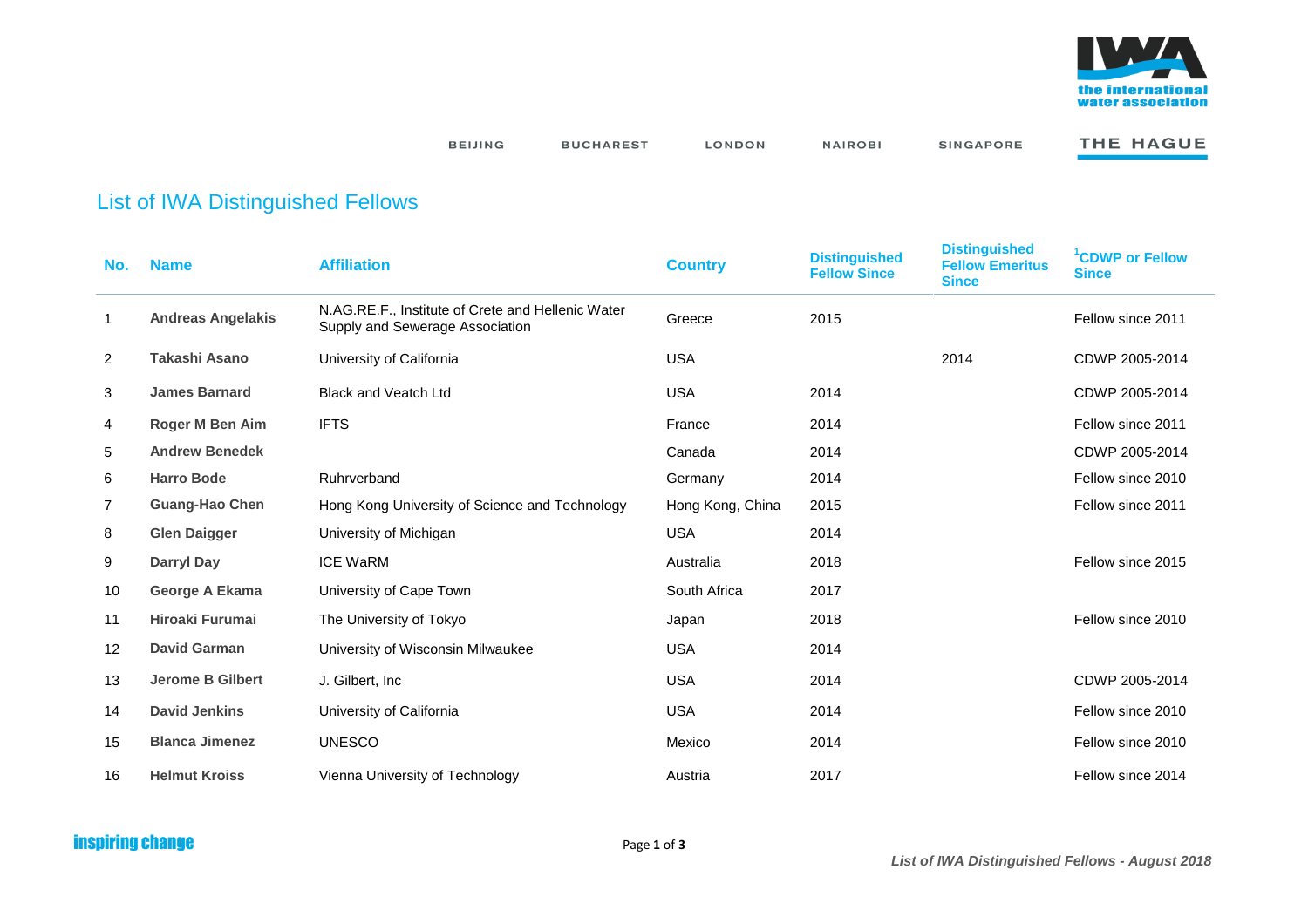# List of IWA Distinguished Fellows

| No. | Name | Affiliation | Country | Distinguished Fellow Since | Distinguished Fellow Emeritus Since | [1]CDWP or Fellow Since |
|---|---|---|---|---|---|---|
| 1 | **Andreas Angelakis** | N.AG.RE.F., Institute of Crete and Hellenic Water Supply and Sewerage Association | Greece | 2015 | | Fellow since 2011 |
| 2 | **Takashi Asano** | University of California | USA | | 2014 | CDWP 2005-2014 |
| 3 | **James Barnard** | Black and Veatch Ltd | USA | 2014 | | CDWP 2005-2014 |
| 4 | **Roger M Ben Aim** | IFTS | France | 2014 | | Fellow since 2011 |
| 5 | **Andrew Benedek** | | Canada | 2014 | | CDWP 2005-2014 |
| 6 | **Harro Bode** | Ruhrverband | Germany | 2014 | | Fellow since 2010 |
| 7 | **Guang-Hao Chen** | Hong Kong University of Science and Technology | Hong Kong, China | 2015 | | Fellow since 2011 |
| 8 | **Glen Daigger** | University of Michigan | USA | 2014 | | |
| 9 | **Darryl Day** | ICE WaRM | Australia | 2018 | | Fellow since 2015 |
| 10 | **George A Ekama** | University of Cape Town | South Africa | 2017 | | |
| 11 | **Hiroaki Furumai** | The University of Tokyo | Japan | 2018 | | Fellow since 2010 |
| 12 | **David Garman** | University of Wisconsin Milwaukee | USA | 2014 | | |
| 13 | **Jerome B Gilbert** | J. Gilbert, Inc | USA | 2014 | | CDWP 2005-2014 |
| 14 | **David Jenkins** | University of California | USA | 2014 | | Fellow since 2010 |
| 15 | **Blanca Jimenez** | UNESCO | Mexico | 2014 | | Fellow since 2010 |
| 16 | **Helmut Kroiss** | Vienna University of Technology | Austria | 2017 | | Fellow since 2014 |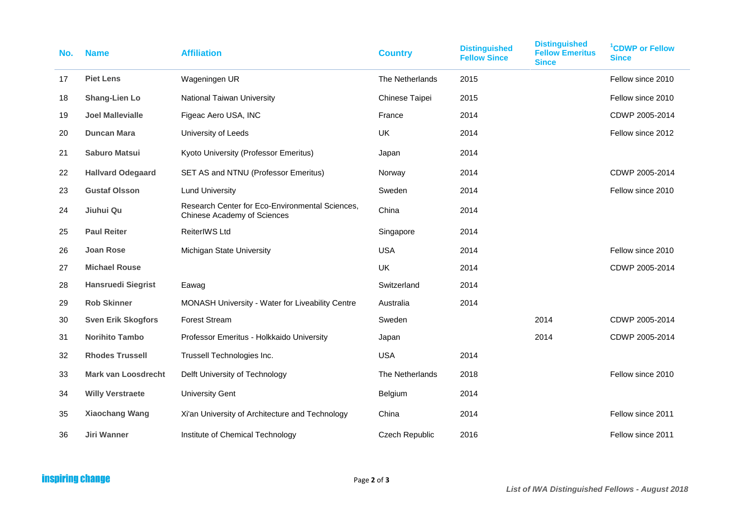| No. | Name | Affiliation | Country | Distinguished Fellow Since | Distinguished Fellow Emeritus Since | [1]CDWP or Fellow Since |
|---|---|---|---|---|---|---|
| 17 | **Piet Lens** | Wageningen UR | The Netherlands | 2015 | | Fellow since 2010 |
| 18 | **Shang-Lien Lo** | National Taiwan University | Chinese Taipei | 2015 | | Fellow since 2010 |
| 19 | **Joel Mallevialle** | Figeac Aero USA, INC | France | 2014 | | CDWP 2005-2014 |
| 20 | **Duncan Mara** | University of Leeds | UK | 2014 | | Fellow since 2012 |
| 21 | **Saburo Matsui** | Kyoto University (Professor Emeritus) | Japan | 2014 | | |
| 22 | **Hallvard Odegaard** | SET AS and NTNU (Professor Emeritus) | Norway | 2014 | | CDWP 2005-2014 |
| 23 | **Gustaf Olsson** | Lund University | Sweden | 2014 | | Fellow since 2010 |
| 24 | **Jiuhui Qu** | Research Center for Eco-Environmental Sciences, Chinese Academy of Sciences | China | 2014 | | |
| 25 | **Paul Reiter** | ReiterIWS Ltd | Singapore | 2014 | | |
| 26 | **Joan Rose** | Michigan State University | USA | 2014 | | Fellow since 2010 |
| 27 | **Michael Rouse** | | UK | 2014 | | CDWP 2005-2014 |
| 28 | **Hansruedi Siegrist** | Eawag | Switzerland | 2014 | | |
| 29 | **Rob Skinner** | MONASH University - Water for Liveability Centre | Australia | 2014 | | |
| 30 | **Sven Erik Skogfors** | Forest Stream | Sweden | | 2014 | CDWP 2005-2014 |
| 31 | **Norihito Tambo** | Professor Emeritus - Holkkaido University | Japan | | 2014 | CDWP 2005-2014 |
| 32 | **Rhodes Trussell** | Trussell Technologies Inc. | USA | 2014 | | |
| 33 | **Mark van Loosdrecht** | Delft University of Technology | The Netherlands | 2018 | | Fellow since 2010 |
| 34 | **Willy Verstraete** | University Gent | Belgium | 2014 | | |
| 35 | **Xiaochang Wang** | Xi'an University of Architecture and Technology | China | 2014 | | Fellow since 2011 |
| 36 | **Jiri Wanner** | Institute of Chemical Technology | Czech Republic | 2016 | | Fellow since 2011 |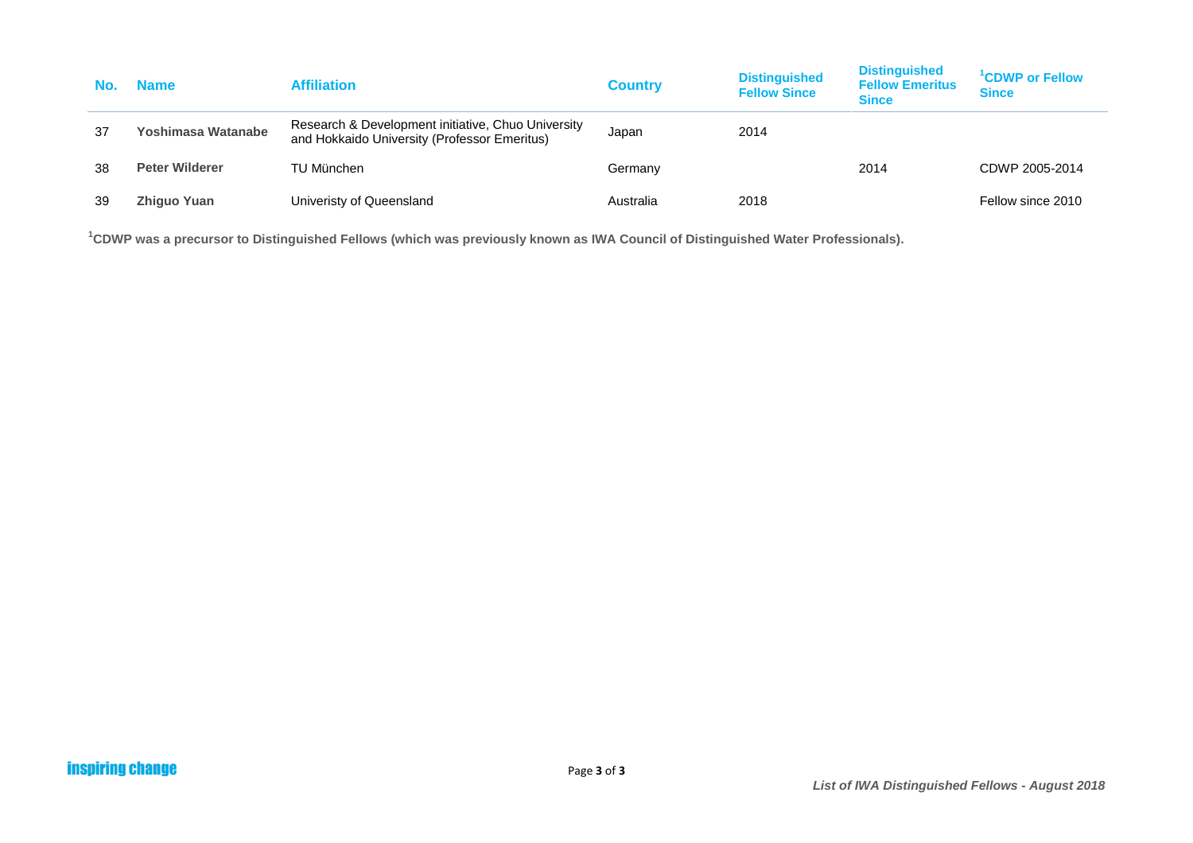| No. | Name | Affiliation | Country | Distinguished Fellow Since | Distinguished Fellow Emeritus Since | [1]CDWP or Fellow Since |
|---|---|---|---|---|---|---|
| 37 | **Yoshimasa Watanabe** | Research & Development initiative, Chuo University and Hokkaido University (Professor Emeritus) | Japan | 2014 | | |
| 38 | **Peter Wilderer** | TU München | Germany | | 2014 | CDWP 2005-2014 |
| 39 | **Zhiguo Yuan** | Univeristy of Queensland | Australia | 2018 | | Fellow since 2010 |

**[1]CDWP was a precursor to Distinguished Fellows (which was previously known as IWA Council of Distinguished Water Professionals).**